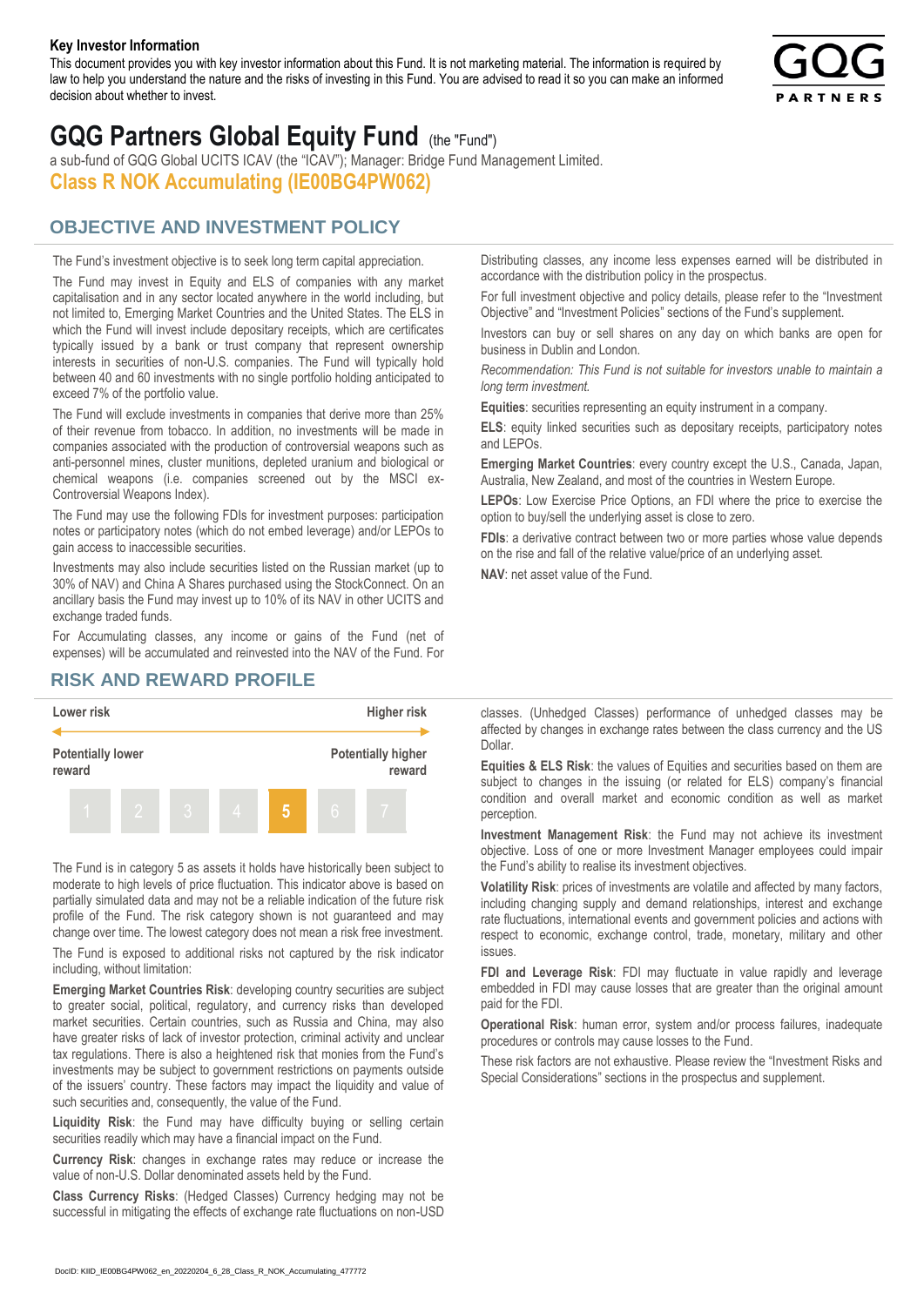**Key Investor Information**

This document provides you with key investor information about this Fund. It is not marketing material. The information is required by law to help you understand the nature and the risks of investing in this Fund. You are advised to read it so you can make an informed decision about whether to invest.

# GQG Partners Global Equity Fund (the "Fund")

a sub-fund of GQG Global UCITS ICAV (the "ICAV"); Manager: Bridge Fund Management Limited.

## Class R NOK Accumulating (IE00BG4PW062)

## OBJECTIVE AND INVESTMENT POLICY

The Fund's investment objective is to seek long term capital appreciation.

The Fund may invest in Equity and ELS of companies with any market capitalisation and in any sector located anywhere in the world including, but not limited to, Emerging Market Countries and the United States. The ELS in which the Fund will invest include depositary receipts, which are certificates typically issued by a bank or trust company that represent ownership interests in securities of non-U.S. companies. The Fund will typically hold between 40 and 60 investments with no single portfolio holding anticipated to exceed 7% of the portfolio value.

The Fund will exclude investments in companies that derive more than 25% of their revenue from tobacco. In addition, no investments will be made in companies associated with the production of controversial weapons such as anti-personnel mines, cluster munitions, depleted uranium and biological or chemical weapons (i.e. companies screened out by the MSCI ex-Controversial Weapons Index).

The Fund may use the following FDIs for investment purposes: participation notes or participatory notes (which do not embed leverage) and/or LEPOs to gain access to inaccessible securities.

Investments may also include securities listed on the Russian market (up to 30% of NAV) and China A Shares purchased using the StockConnect. On an ancillary basis the Fund may invest up to 10% of its NAV in other UCITS and exchange traded funds.

For Accumulating classes, any income or gains of the Fund (net of expenses) will be accumulated and reinvested into the NAV of the Fund. For Distributing classes, any income less expenses earned will be distributed in accordance with the distribution policy in the prospectus.

For full investment objective and policy details, please refer to the "Investment Objective" and "Investment Policies" sections of the Fund's supplement.

Investors can buy or sell shares on any day on which banks are open for business in Dublin and London.

*Recommendation: This Fund is not suitable for investors unable to maintain a long term investment.*

**Equities**: securities representing an equity instrument in a company.

**ELS**: equity linked securities such as depositary receipts, participatory notes and LEPOs.

**Emerging Market Countries**: every country except the U.S., Canada, Japan, Australia, New Zealand, and most of the countries in Western Europe.

**LEPOs**: Low Exercise Price Options, an FDI where the price to exercise the option to buy/sell the underlying asset is close to zero.

**FDIs**: a derivative contract between two or more parties whose value depends on the rise and fall of the relative value/price of an underlying asset.

**NAV**: net asset value of the Fund.

## RISK AND REWARD PROFILE

| Lower risk | | | | | | Higher risk |
|---|---|---|---|---|---|---|
| Potentially lower reward | | | | | | Potentially higher reward |
| 1 | 2 | 3 | 4 | **5** | 6 | 7 |

The Fund is in category 5 as assets it holds have historically been subject to moderate to high levels of price fluctuation. This indicator above is based on partially simulated data and may not be a reliable indication of the future risk profile of the Fund. The risk category shown is not guaranteed and may change over time. The lowest category does not mean a risk free investment.

The Fund is exposed to additional risks not captured by the risk indicator including, without limitation:

**Emerging Market Countries Risk**: developing country securities are subject to greater social, political, regulatory, and currency risks than developed market securities. Certain countries, such as Russia and China, may also have greater risks of lack of investor protection, criminal activity and unclear tax regulations. There is also a heightened risk that monies from the Fund's investments may be subject to government restrictions on payments outside of the issuers' country. These factors may impact the liquidity and value of such securities and, consequently, the value of the Fund.

**Liquidity Risk**: the Fund may have difficulty buying or selling certain securities readily which may have a financial impact on the Fund.

**Currency Risk**: changes in exchange rates may reduce or increase the value of non-U.S. Dollar denominated assets held by the Fund.

**Class Currency Risks**: (Hedged Classes) Currency hedging may not be successful in mitigating the effects of exchange rate fluctuations on non-USD classes. (Unhedged Classes) performance of unhedged classes may be affected by changes in exchange rates between the class currency and the US Dollar.

**Equities & ELS Risk**: the values of Equities and securities based on them are subject to changes in the issuing (or related for ELS) company's financial condition and overall market and economic condition as well as market perception.

**Investment Management Risk**: the Fund may not achieve its investment objective. Loss of one or more Investment Manager employees could impair the Fund's ability to realise its investment objectives.

**Volatility Risk**: prices of investments are volatile and affected by many factors, including changing supply and demand relationships, interest and exchange rate fluctuations, international events and government policies and actions with respect to economic, exchange control, trade, monetary, military and other issues.

**FDI and Leverage Risk**: FDI may fluctuate in value rapidly and leverage embedded in FDI may cause losses that are greater than the original amount paid for the FDI.

**Operational Risk**: human error, system and/or process failures, inadequate procedures or controls may cause losses to the Fund.

These risk factors are not exhaustive. Please review the "Investment Risks and Special Considerations" sections in the prospectus and supplement.

DocID: KIID_IE00BG4PW062_en_20220204_6_28_Class_R_NOK_Accumulating_477772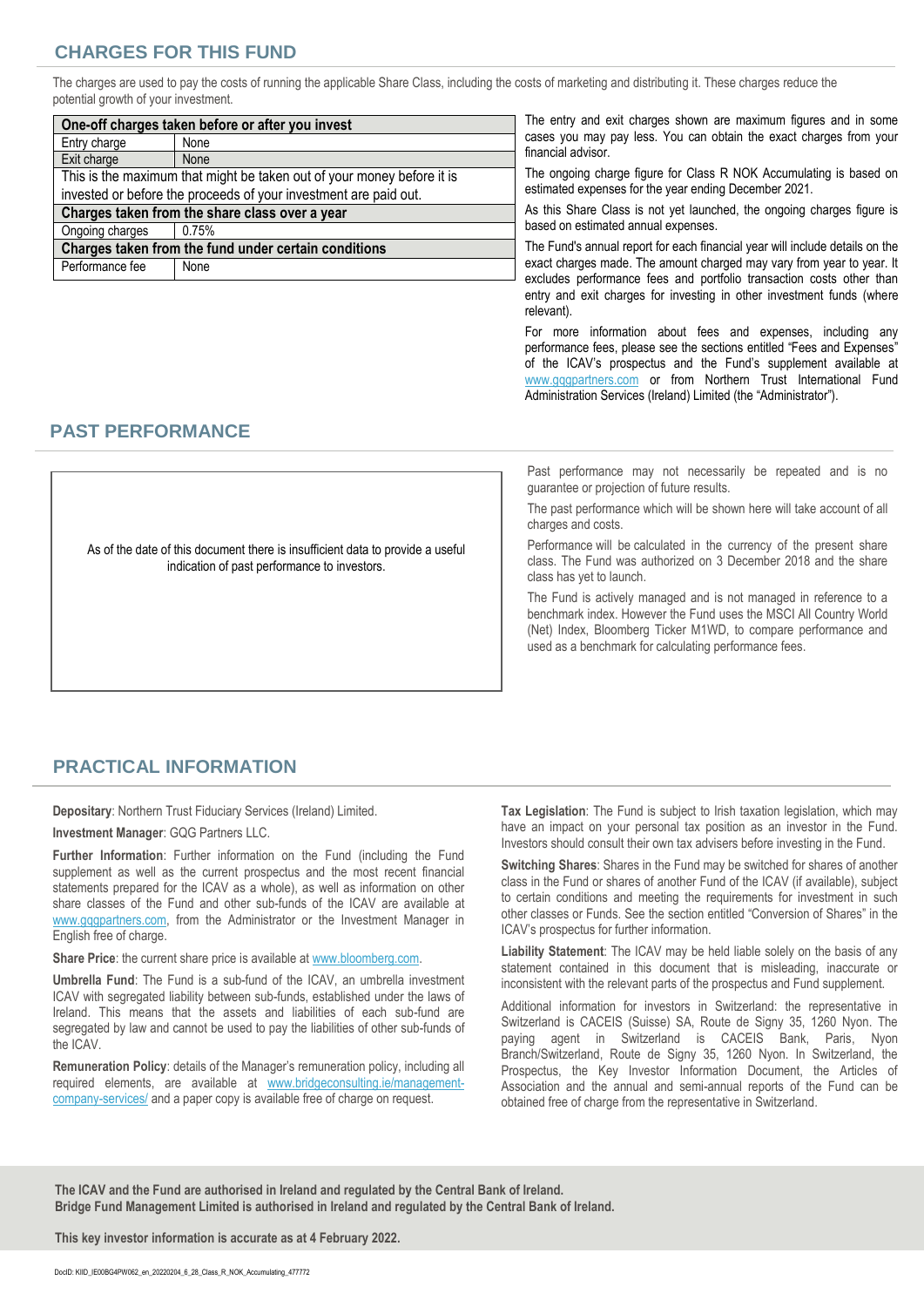## CHARGES FOR THIS FUND

The charges are used to pay the costs of running the applicable Share Class, including the costs of marketing and distributing it. These charges reduce the potential growth of your investment.

| One-off charges taken before or after you invest | |
|---|---|
| Entry charge | None |
| Exit charge | None |
| This is the maximum that might be taken out of your money before it is invested or before the proceeds of your investment are paid out. | |
| **Charges taken from the share class over a year** | |
| Ongoing charges | 0.75% |
| **Charges taken from the fund under certain conditions** | |
| Performance fee | None |

The entry and exit charges shown are maximum figures and in some cases you may pay less. You can obtain the exact charges from your financial advisor.

The ongoing charge figure for Class R NOK Accumulating is based on estimated expenses for the year ending December 2021.

As this Share Class is not yet launched, the ongoing charges figure is based on estimated annual expenses.

The Fund's annual report for each financial year will include details on the exact charges made. The amount charged may vary from year to year. It excludes performance fees and portfolio transaction costs other than entry and exit charges for investing in other investment funds (where relevant).

For more information about fees and expenses, including any performance fees, please see the sections entitled "Fees and Expenses" of the ICAV's prospectus and the Fund's supplement available at www.gqgpartners.com or from Northern Trust International Fund Administration Services (Ireland) Limited (the "Administrator").

## PAST PERFORMANCE

As of the date of this document there is insufficient data to provide a useful indication of past performance to investors.

Past performance may not necessarily be repeated and is no guarantee or projection of future results.

The past performance which will be shown here will take account of all charges and costs.

Performance will be calculated in the currency of the present share class. The Fund was authorized on 3 December 2018 and the share class has yet to launch.

The Fund is actively managed and is not managed in reference to a benchmark index. However the Fund uses the MSCI All Country World (Net) Index, Bloomberg Ticker M1WD, to compare performance and used as a benchmark for calculating performance fees.

## PRACTICAL INFORMATION

**Depositary**: Northern Trust Fiduciary Services (Ireland) Limited.

**Investment Manager**: GQG Partners LLC.

**Further Information**: Further information on the Fund (including the Fund supplement as well as the current prospectus and the most recent financial statements prepared for the ICAV as a whole), as well as information on other share classes of the Fund and other sub-funds of the ICAV are available at www.gqgpartners.com, from the Administrator or the Investment Manager in English free of charge.

**Share Price**: the current share price is available at www.bloomberg.com.

**Umbrella Fund**: The Fund is a sub-fund of the ICAV, an umbrella investment ICAV with segregated liability between sub-funds, established under the laws of Ireland. This means that the assets and liabilities of each sub-fund are segregated by law and cannot be used to pay the liabilities of other sub-funds of the ICAV.

**Remuneration Policy**: details of the Manager's remuneration policy, including all required elements, are available at www.bridgeconsulting.ie/management-company-services/ and a paper copy is available free of charge on request.

**Tax Legislation**: The Fund is subject to Irish taxation legislation, which may have an impact on your personal tax position as an investor in the Fund. Investors should consult their own tax advisers before investing in the Fund.

**Switching Shares**: Shares in the Fund may be switched for shares of another class in the Fund or shares of another Fund of the ICAV (if available), subject to certain conditions and meeting the requirements for investment in such other classes or Funds. See the section entitled "Conversion of Shares" in the ICAV's prospectus for further information.

**Liability Statement**: The ICAV may be held liable solely on the basis of any statement contained in this document that is misleading, inaccurate or inconsistent with the relevant parts of the prospectus and Fund supplement.

Additional information for investors in Switzerland: the representative in Switzerland is CACEIS (Suisse) SA, Route de Signy 35, 1260 Nyon. The paying agent in Switzerland is CACEIS Bank, Paris, Nyon Branch/Switzerland, Route de Signy 35, 1260 Nyon. In Switzerland, the Prospectus, the Key Investor Information Document, the Articles of Association and the annual and semi-annual reports of the Fund can be obtained free of charge from the representative in Switzerland.

**The ICAV and the Fund are authorised in Ireland and regulated by the Central Bank of Ireland.**
**Bridge Fund Management Limited is authorised in Ireland and regulated by the Central Bank of Ireland.**

**This key investor information is accurate as at 4 February 2022.**

DocID: KIID_IE00BG4PW062_en_20220204_6_28_Class_R_NOK_Accumulating_477772